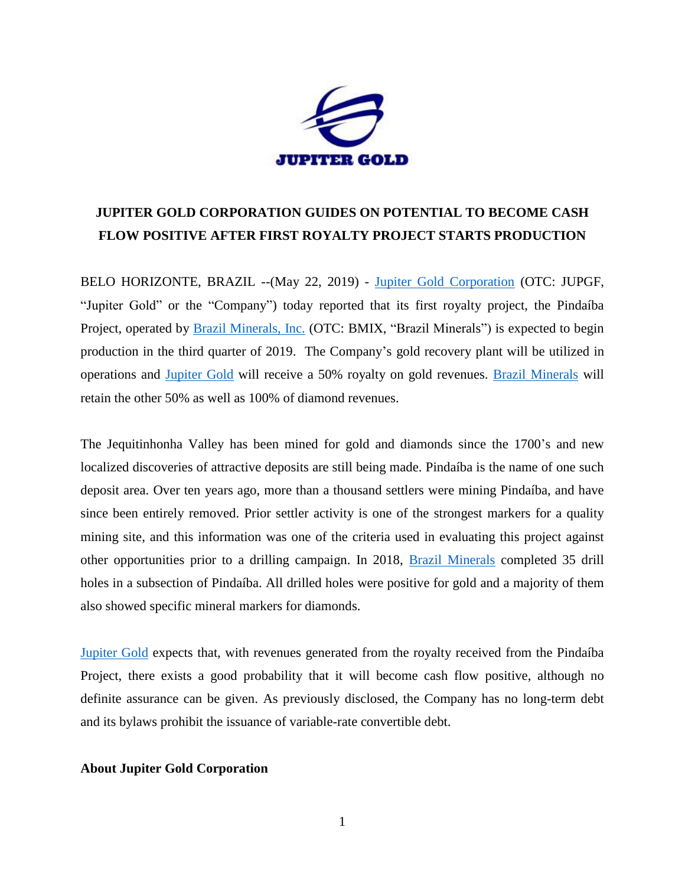# JUPITER GOLD CORPORATION GUIDES ON POTENTIAL TO BECOME CASH FLOW POSITIVE AFTER FIRST ROYALTY PROJECT STARTS PRODUCTION

BELO HORIZONTE, BRAZIL --(May 22, 2019) - Jupiter Gold Corporation (OTC: JUPGF, "Jupiter Gold" or the "Company") today reported that its first royalty project, the Pindaíba Project, operated by Brazil Minerals, Inc. (OTC: BMIX, "Brazil Minerals") is expected to begin production in the third quarter of 2019. The Company's gold recovery plant will be utilized in operations and Jupiter Gold will receive a 50% royalty on gold revenues. Brazil Minerals will retain the other 50% as well as 100% of diamond revenues.

The Jequitinhonha Valley has been mined for gold and diamonds since the 1700's and new localized discoveries of attractive deposits are still being made. Pindaíba is the name of one such deposit area. Over ten years ago, more than a thousand settlers were mining Pindaíba, and have since been entirely removed. Prior settler activity is one of the strongest markers for a quality mining site, and this information was one of the criteria used in evaluating this project against other opportunities prior to a drilling campaign. In 2018, Brazil Minerals completed 35 drill holes in a subsection of Pindaíba. All drilled holes were positive for gold and a majority of them also showed specific mineral markers for diamonds.

Jupiter Gold expects that, with revenues generated from the royalty received from the Pindaíba Project, there exists a good probability that it will become cash flow positive, although no definite assurance can be given. As previously disclosed, the Company has no long-term debt and its bylaws prohibit the issuance of variable-rate convertible debt.

**About Jupiter Gold Corporation**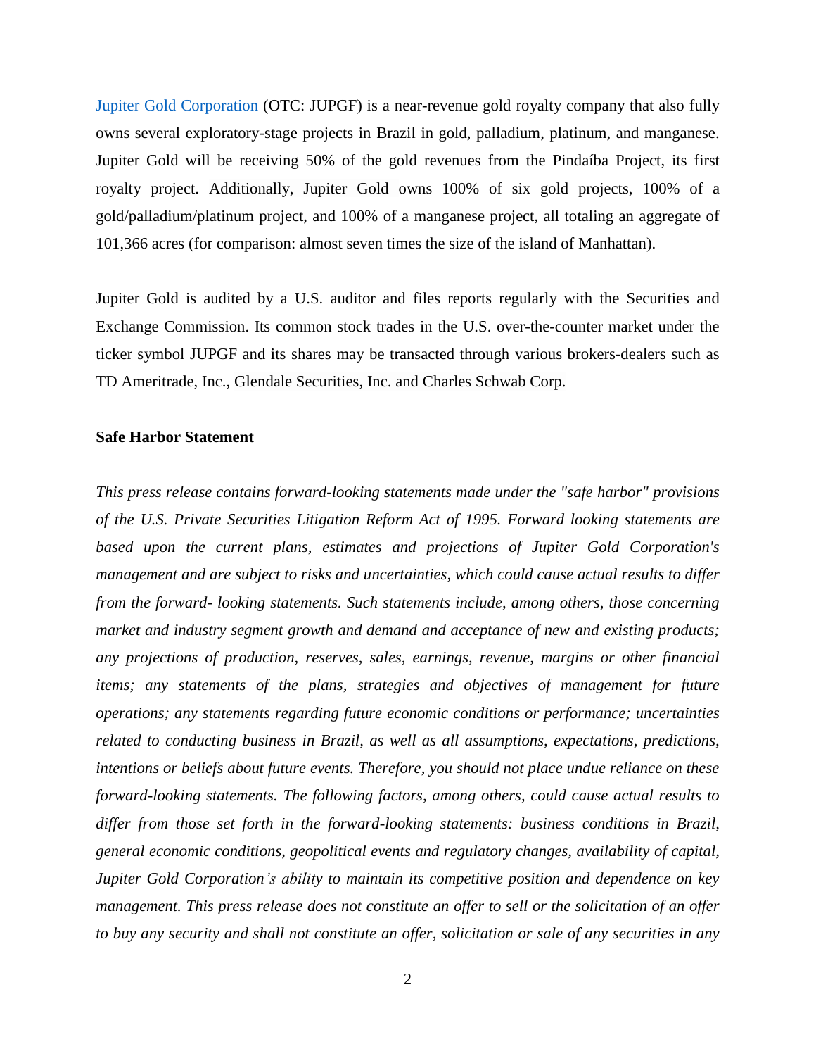[Jupiter Gold Corporation](#) (OTC: JUPGF) is a near-revenue gold royalty company that also fully owns several exploratory-stage projects in Brazil in gold, palladium, platinum, and manganese. Jupiter Gold will be receiving 50% of the gold revenues from the Pindaíba Project, its first royalty project. Additionally, Jupiter Gold owns 100% of six gold projects, 100% of a gold/palladium/platinum project, and 100% of a manganese project, all totaling an aggregate of 101,366 acres (for comparison: almost seven times the size of the island of Manhattan).

Jupiter Gold is audited by a U.S. auditor and files reports regularly with the Securities and Exchange Commission. Its common stock trades in the U.S. over-the-counter market under the ticker symbol JUPGF and its shares may be transacted through various brokers-dealers such as TD Ameritrade, Inc., Glendale Securities, Inc. and Charles Schwab Corp.

**Safe Harbor Statement**

*This press release contains forward-looking statements made under the "safe harbor" provisions of the U.S. Private Securities Litigation Reform Act of 1995. Forward looking statements are based upon the current plans, estimates and projections of Jupiter Gold Corporation's management and are subject to risks and uncertainties, which could cause actual results to differ from the forward- looking statements. Such statements include, among others, those concerning market and industry segment growth and demand and acceptance of new and existing products; any projections of production, reserves, sales, earnings, revenue, margins or other financial items; any statements of the plans, strategies and objectives of management for future operations; any statements regarding future economic conditions or performance; uncertainties related to conducting business in Brazil, as well as all assumptions, expectations, predictions, intentions or beliefs about future events. Therefore, you should not place undue reliance on these forward-looking statements. The following factors, among others, could cause actual results to differ from those set forth in the forward-looking statements: business conditions in Brazil, general economic conditions, geopolitical events and regulatory changes, availability of capital, Jupiter Gold Corporation's ability to maintain its competitive position and dependence on key management. This press release does not constitute an offer to sell or the solicitation of an offer to buy any security and shall not constitute an offer, solicitation or sale of any securities in any*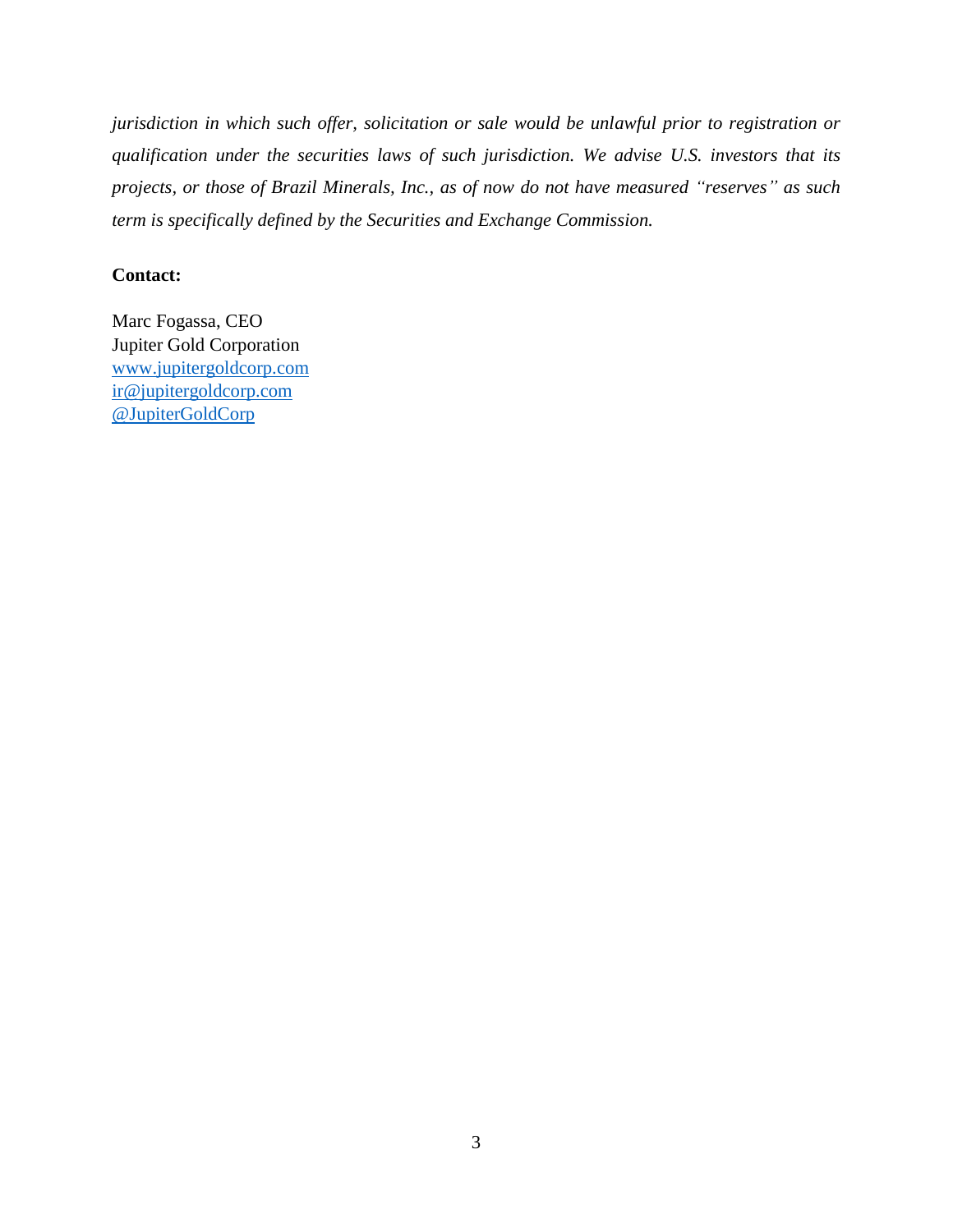*jurisdiction in which such offer, solicitation or sale would be unlawful prior to registration or qualification under the securities laws of such jurisdiction. We advise U.S. investors that its projects, or those of Brazil Minerals, Inc., as of now do not have measured "reserves" as such term is specifically defined by the Securities and Exchange Commission.*

**Contact:**

Marc Fogassa, CEO  
Jupiter Gold Corporation  
www.jupitergoldcorp.com  
ir@jupitergoldcorp.com  
@JupiterGoldCorp